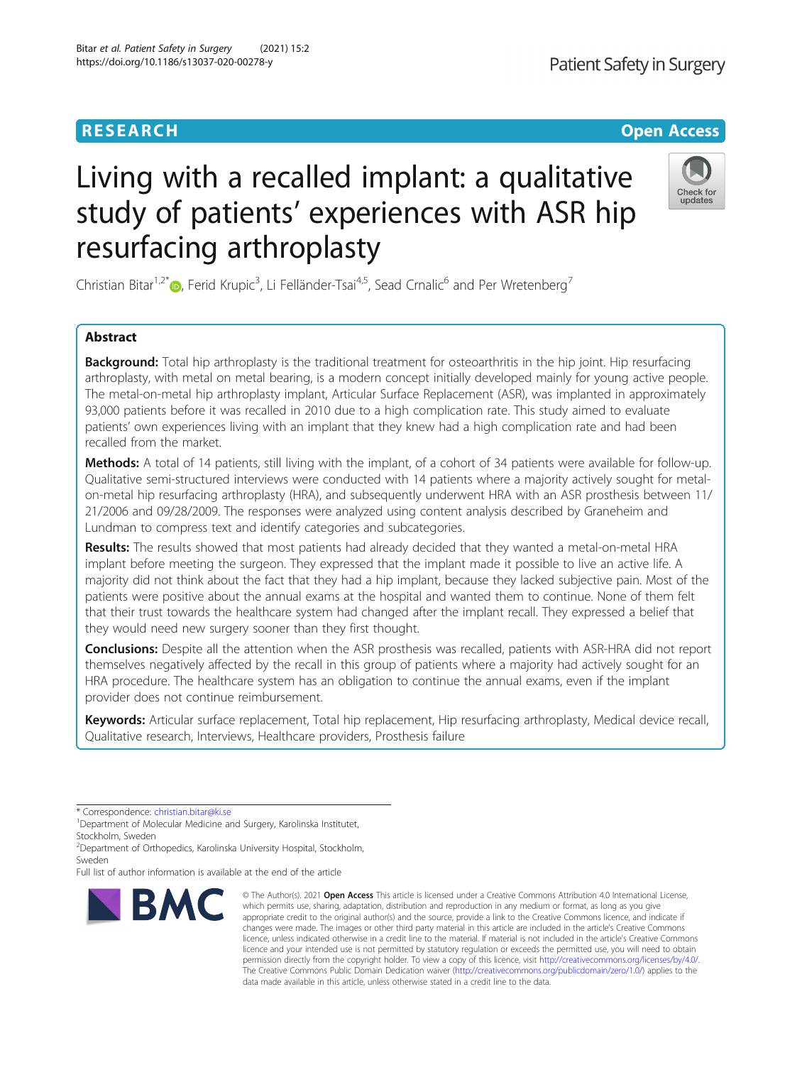RESEARCH

Open Access

# Living with a recalled implant: a qualitative study of patients' experiences with ASR hip resurfacing arthroplasty

Christian Bitar[1,2*], Ferid Krupic[3], Li Felländer-Tsai[4,5], Sead Crnalic[6] and Per Wretenberg[7]

## Abstract

**Background:** Total hip arthroplasty is the traditional treatment for osteoarthritis in the hip joint. Hip resurfacing arthroplasty, with metal on metal bearing, is a modern concept initially developed mainly for young active people. The metal-on-metal hip arthroplasty implant, Articular Surface Replacement (ASR), was implanted in approximately 93,000 patients before it was recalled in 2010 due to a high complication rate. This study aimed to evaluate patients' own experiences living with an implant that they knew had a high complication rate and had been recalled from the market.

**Methods:** A total of 14 patients, still living with the implant, of a cohort of 34 patients were available for follow-up. Qualitative semi-structured interviews were conducted with 14 patients where a majority actively sought for metal-on-metal hip resurfacing arthroplasty (HRA), and subsequently underwent HRA with an ASR prosthesis between 11/21/2006 and 09/28/2009. The responses were analyzed using content analysis described by Graneheim and Lundman to compress text and identify categories and subcategories.

**Results:** The results showed that most patients had already decided that they wanted a metal-on-metal HRA implant before meeting the surgeon. They expressed that the implant made it possible to live an active life. A majority did not think about the fact that they had a hip implant, because they lacked subjective pain. Most of the patients were positive about the annual exams at the hospital and wanted them to continue. None of them felt that their trust towards the healthcare system had changed after the implant recall. They expressed a belief that they would need new surgery sooner than they first thought.

**Conclusions:** Despite all the attention when the ASR prosthesis was recalled, patients with ASR-HRA did not report themselves negatively affected by the recall in this group of patients where a majority had actively sought for an HRA procedure. The healthcare system has an obligation to continue the annual exams, even if the implant provider does not continue reimbursement.

**Keywords:** Articular surface replacement, Total hip replacement, Hip resurfacing arthroplasty, Medical device recall, Qualitative research, Interviews, Healthcare providers, Prosthesis failure

---

* Correspondence: christian.bitar@ki.se
[1]Department of Molecular Medicine and Surgery, Karolinska Institutet, Stockholm, Sweden
[2]Department of Orthopedics, Karolinska University Hospital, Stockholm, Sweden
Full list of author information is available at the end of the article

© The Author(s). 2021 **Open Access** This article is licensed under a Creative Commons Attribution 4.0 International License, which permits use, sharing, adaptation, distribution and reproduction in any medium or format, as long as you give appropriate credit to the original author(s) and the source, provide a link to the Creative Commons licence, and indicate if changes were made. The images or other third party material in this article are included in the article's Creative Commons licence, unless indicated otherwise in a credit line to the material. If material is not included in the article's Creative Commons licence and your intended use is not permitted by statutory regulation or exceeds the permitted use, you will need to obtain permission directly from the copyright holder. To view a copy of this licence, visit http://creativecommons.org/licenses/by/4.0/. The Creative Commons Public Domain Dedication waiver (http://creativecommons.org/publicdomain/zero/1.0/) applies to the data made available in this article, unless otherwise stated in a credit line to the data.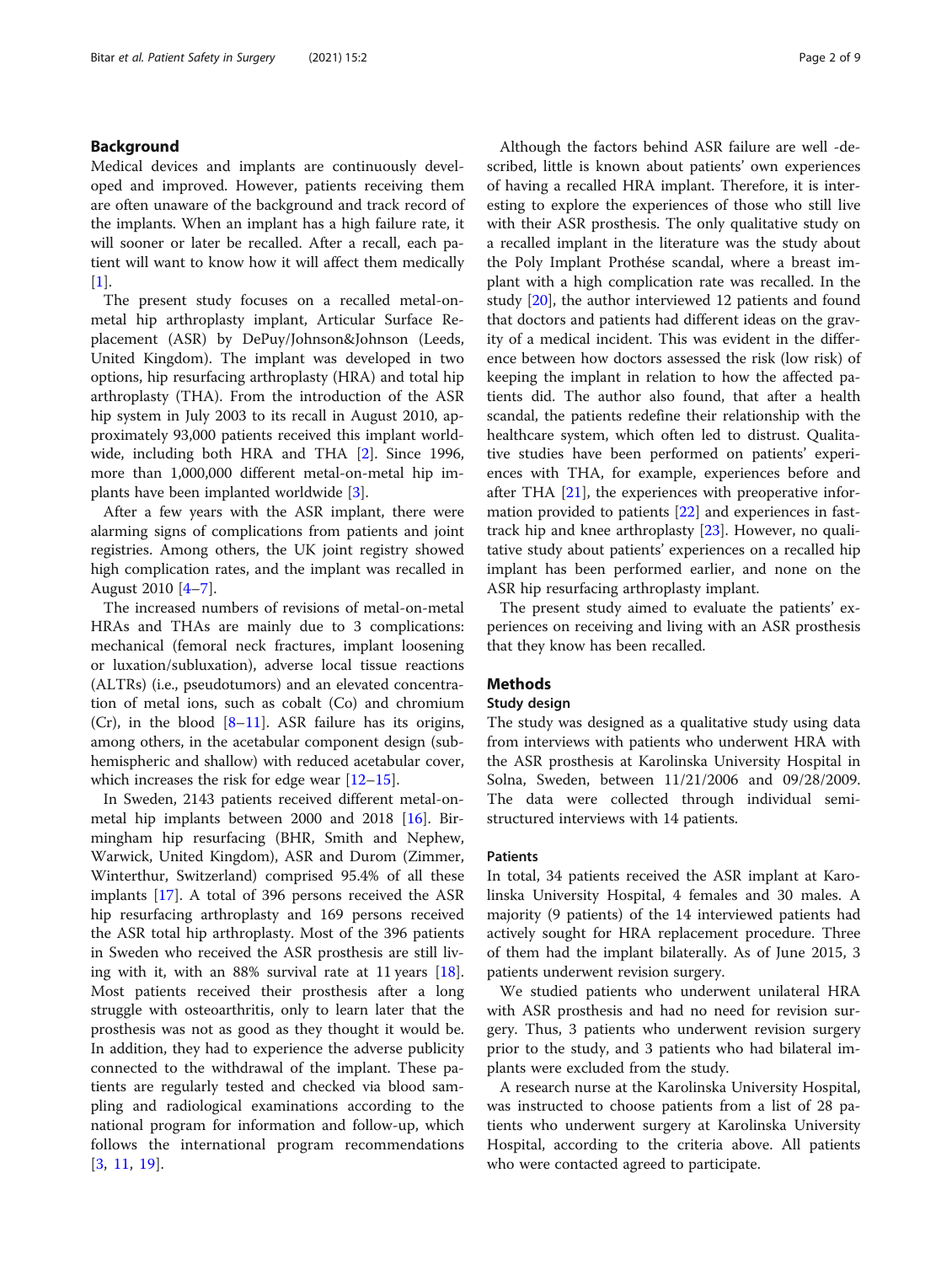## Background

Medical devices and implants are continuously developed and improved. However, patients receiving them are often unaware of the background and track record of the implants. When an implant has a high failure rate, it will sooner or later be recalled. After a recall, each patient will want to know how it will affect them medically [1].

The present study focuses on a recalled metal-on-metal hip arthroplasty implant, Articular Surface Replacement (ASR) by DePuy/Johnson&Johnson (Leeds, United Kingdom). The implant was developed in two options, hip resurfacing arthroplasty (HRA) and total hip arthroplasty (THA). From the introduction of the ASR hip system in July 2003 to its recall in August 2010, approximately 93,000 patients received this implant worldwide, including both HRA and THA [2]. Since 1996, more than 1,000,000 different metal-on-metal hip implants have been implanted worldwide [3].

After a few years with the ASR implant, there were alarming signs of complications from patients and joint registries. Among others, the UK joint registry showed high complication rates, and the implant was recalled in August 2010 [4–7].

The increased numbers of revisions of metal-on-metal HRAs and THAs are mainly due to 3 complications: mechanical (femoral neck fractures, implant loosening or luxation/subluxation), adverse local tissue reactions (ALTRs) (i.e., pseudotumors) and an elevated concentration of metal ions, such as cobalt (Co) and chromium (Cr), in the blood [8–11]. ASR failure has its origins, among others, in the acetabular component design (subhemispheric and shallow) with reduced acetabular cover, which increases the risk for edge wear [12–15].

In Sweden, 2143 patients received different metal-on-metal hip implants between 2000 and 2018 [16]. Birmingham hip resurfacing (BHR, Smith and Nephew, Warwick, United Kingdom), ASR and Durom (Zimmer, Winterthur, Switzerland) comprised 95.4% of all these implants [17]. A total of 396 persons received the ASR hip resurfacing arthroplasty and 169 persons received the ASR total hip arthroplasty. Most of the 396 patients in Sweden who received the ASR prosthesis are still living with it, with an 88% survival rate at 11 years [18]. Most patients received their prosthesis after a long struggle with osteoarthritis, only to learn later that the prosthesis was not as good as they thought it would be. In addition, they had to experience the adverse publicity connected to the withdrawal of the implant. These patients are regularly tested and checked via blood sampling and radiological examinations according to the national program for information and follow-up, which follows the international program recommendations [3, 11, 19].

Although the factors behind ASR failure are well -described, little is known about patients' own experiences of having a recalled HRA implant. Therefore, it is interesting to explore the experiences of those who still live with their ASR prosthesis. The only qualitative study on a recalled implant in the literature was the study about the Poly Implant Prothése scandal, where a breast implant with a high complication rate was recalled. In the study [20], the author interviewed 12 patients and found that doctors and patients had different ideas on the gravity of a medical incident. This was evident in the difference between how doctors assessed the risk (low risk) of keeping the implant in relation to how the affected patients did. The author also found, that after a health scandal, the patients redefine their relationship with the healthcare system, which often led to distrust. Qualitative studies have been performed on patients' experiences with THA, for example, experiences before and after THA [21], the experiences with preoperative information provided to patients [22] and experiences in fast-track hip and knee arthroplasty [23]. However, no qualitative study about patients' experiences on a recalled hip implant has been performed earlier, and none on the ASR hip resurfacing arthroplasty implant.

The present study aimed to evaluate the patients' experiences on receiving and living with an ASR prosthesis that they know has been recalled.

## Methods

### Study design

The study was designed as a qualitative study using data from interviews with patients who underwent HRA with the ASR prosthesis at Karolinska University Hospital in Solna, Sweden, between 11/21/2006 and 09/28/2009. The data were collected through individual semi-structured interviews with 14 patients.

### Patients

In total, 34 patients received the ASR implant at Karolinska University Hospital, 4 females and 30 males. A majority (9 patients) of the 14 interviewed patients had actively sought for HRA replacement procedure. Three of them had the implant bilaterally. As of June 2015, 3 patients underwent revision surgery.

We studied patients who underwent unilateral HRA with ASR prosthesis and had no need for revision surgery. Thus, 3 patients who underwent revision surgery prior to the study, and 3 patients who had bilateral implants were excluded from the study.

A research nurse at the Karolinska University Hospital, was instructed to choose patients from a list of 28 patients who underwent surgery at Karolinska University Hospital, according to the criteria above. All patients who were contacted agreed to participate.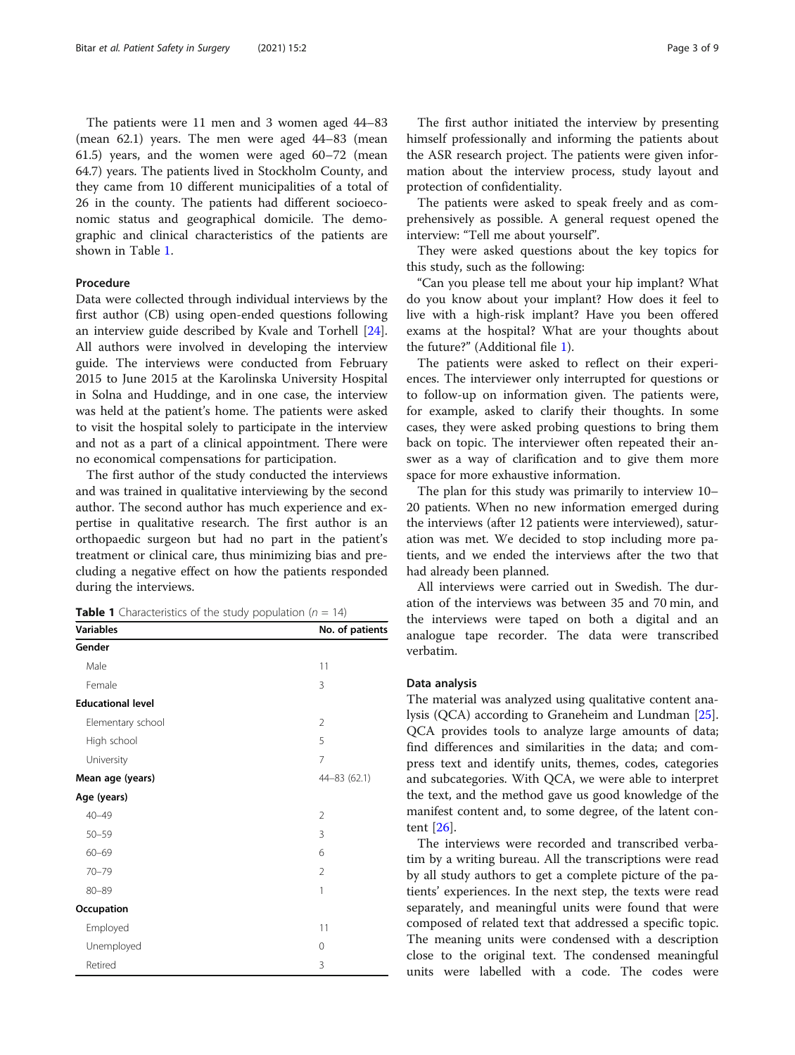The patients were 11 men and 3 women aged 44–83 (mean 62.1) years. The men were aged 44–83 (mean 61.5) years, and the women were aged 60–72 (mean 64.7) years. The patients lived in Stockholm County, and they came from 10 different municipalities of a total of 26 in the county. The patients had different socioeconomic status and geographical domicile. The demographic and clinical characteristics of the patients are shown in Table 1.

### Procedure

Data were collected through individual interviews by the first author (CB) using open-ended questions following an interview guide described by Kvale and Torhell [24]. All authors were involved in developing the interview guide. The interviews were conducted from February 2015 to June 2015 at the Karolinska University Hospital in Solna and Huddinge, and in one case, the interview was held at the patient's home. The patients were asked to visit the hospital solely to participate in the interview and not as a part of a clinical appointment. There were no economical compensations for participation.

The first author of the study conducted the interviews and was trained in qualitative interviewing by the second author. The second author has much experience and expertise in qualitative research. The first author is an orthopaedic surgeon but had no part in the patient's treatment or clinical care, thus minimizing bias and precluding a negative effect on how the patients responded during the interviews.

**Table 1** Characteristics of the study population ($n$ = 14)

| Variables | No. of patients |
|---|---|
| **Gender** | |
| Male | 11 |
| Female | 3 |
| **Educational level** | |
| Elementary school | 2 |
| High school | 5 |
| University | 7 |
| **Mean age (years)** | 44–83 (62.1) |
| **Age (years)** | |
| 40–49 | 2 |
| 50–59 | 3 |
| 60–69 | 6 |
| 70–79 | 2 |
| 80–89 | 1 |
| **Occupation** | |
| Employed | 11 |
| Unemployed | 0 |
| Retired | 3 |

The first author initiated the interview by presenting himself professionally and informing the patients about the ASR research project. The patients were given information about the interview process, study layout and protection of confidentiality.

The patients were asked to speak freely and as comprehensively as possible. A general request opened the interview: "Tell me about yourself".

They were asked questions about the key topics for this study, such as the following:

"Can you please tell me about your hip implant? What do you know about your implant? How does it feel to live with a high-risk implant? Have you been offered exams at the hospital? What are your thoughts about the future?" (Additional file 1).

The patients were asked to reflect on their experiences. The interviewer only interrupted for questions or to follow-up on information given. The patients were, for example, asked to clarify their thoughts. In some cases, they were asked probing questions to bring them back on topic. The interviewer often repeated their answer as a way of clarification and to give them more space for more exhaustive information.

The plan for this study was primarily to interview 10–20 patients. When no new information emerged during the interviews (after 12 patients were interviewed), saturation was met. We decided to stop including more patients, and we ended the interviews after the two that had already been planned.

All interviews were carried out in Swedish. The duration of the interviews was between 35 and 70 min, and the interviews were taped on both a digital and an analogue tape recorder. The data were transcribed verbatim.

### Data analysis

The material was analyzed using qualitative content analysis (QCA) according to Graneheim and Lundman [25]. QCA provides tools to analyze large amounts of data; find differences and similarities in the data; and compress text and identify units, themes, codes, categories and subcategories. With QCA, we were able to interpret the text, and the method gave us good knowledge of the manifest content and, to some degree, of the latent content [26].

The interviews were recorded and transcribed verbatim by a writing bureau. All the transcriptions were read by all study authors to get a complete picture of the patients' experiences. In the next step, the texts were read separately, and meaningful units were found that were composed of related text that addressed a specific topic. The meaning units were condensed with a description close to the original text. The condensed meaningful units were labelled with a code. The codes were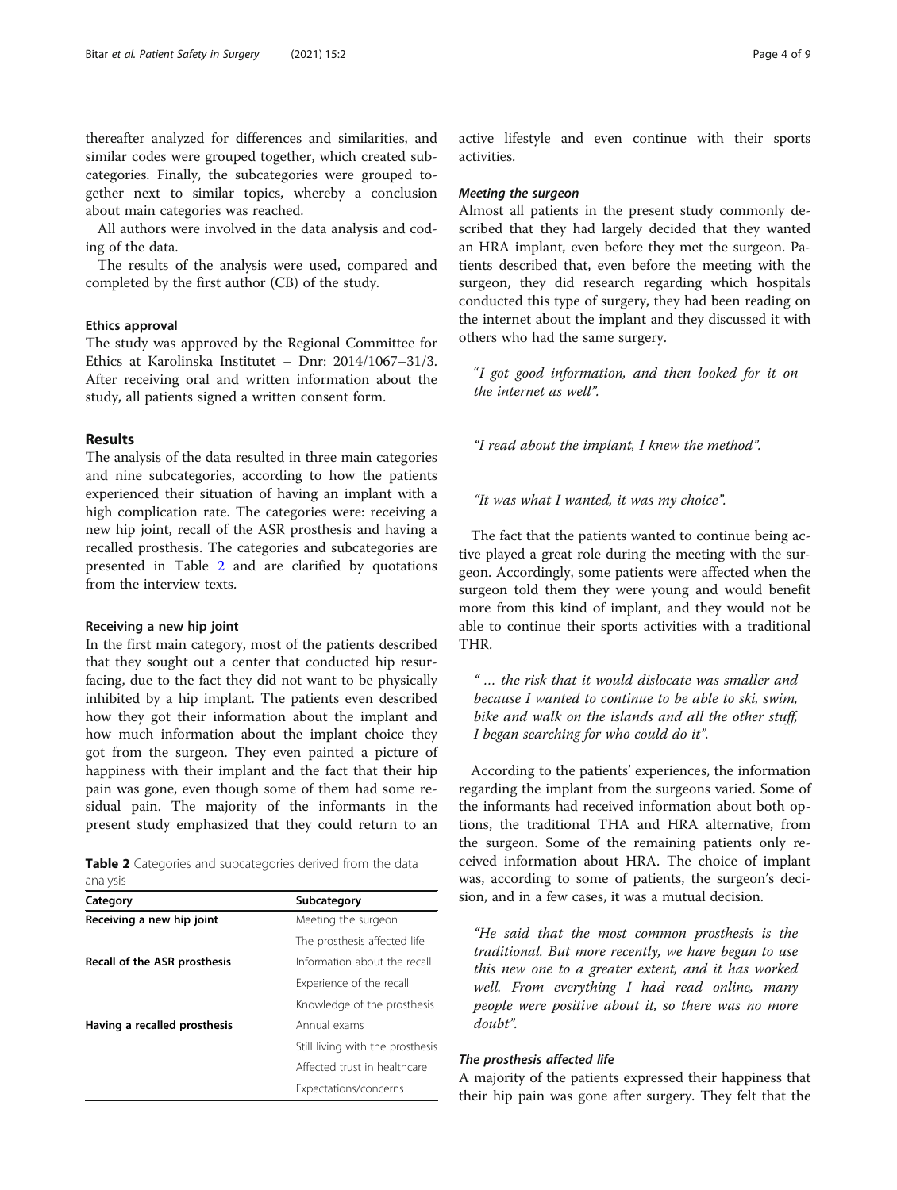thereafter analyzed for differences and similarities, and similar codes were grouped together, which created subcategories. Finally, the subcategories were grouped together next to similar topics, whereby a conclusion about main categories was reached.

All authors were involved in the data analysis and coding of the data.

The results of the analysis were used, compared and completed by the first author (CB) of the study.

### Ethics approval

The study was approved by the Regional Committee for Ethics at Karolinska Institutet – Dnr: 2014/1067–31/3. After receiving oral and written information about the study, all patients signed a written consent form.

## Results

The analysis of the data resulted in three main categories and nine subcategories, according to how the patients experienced their situation of having an implant with a high complication rate. The categories were: receiving a new hip joint, recall of the ASR prosthesis and having a recalled prosthesis. The categories and subcategories are presented in Table 2 and are clarified by quotations from the interview texts.

### Receiving a new hip joint

In the first main category, most of the patients described that they sought out a center that conducted hip resurfacing, due to the fact they did not want to be physically inhibited by a hip implant. The patients even described how they got their information about the implant and how much information about the implant choice they got from the surgeon. They even painted a picture of happiness with their implant and the fact that their hip pain was gone, even though some of them had some residual pain. The majority of the informants in the present study emphasized that they could return to an active lifestyle and even continue with their sports activities.

**Table 2** Categories and subcategories derived from the data analysis

| Category | Subcategory |
|---|---|
| **Receiving a new hip joint** | Meeting the surgeon |
| | The prosthesis affected life |
| **Recall of the ASR prosthesis** | Information about the recall |
| | Experience of the recall |
| | Knowledge of the prosthesis |
| **Having a recalled prosthesis** | Annual exams |
| | Still living with the prosthesis |
| | Affected trust in healthcare |
| | Expectations/concerns |

#### *Meeting the surgeon*

Almost all patients in the present study commonly described that they had largely decided that they wanted an HRA implant, even before they met the surgeon. Patients described that, even before the meeting with the surgeon, they did research regarding which hospitals conducted this type of surgery, they had been reading on the internet about the implant and they discussed it with others who had the same surgery.

> *"I got good information, and then looked for it on the internet as well".*

> *"I read about the implant, I knew the method".*

> *"It was what I wanted, it was my choice".*

The fact that the patients wanted to continue being active played a great role during the meeting with the surgeon. Accordingly, some patients were affected when the surgeon told them they were young and would benefit more from this kind of implant, and they would not be able to continue their sports activities with a traditional THR.

> *" … the risk that it would dislocate was smaller and because I wanted to continue to be able to ski, swim, bike and walk on the islands and all the other stuff, I began searching for who could do it".*

According to the patients' experiences, the information regarding the implant from the surgeons varied. Some of the informants had received information about both options, the traditional THA and HRA alternative, from the surgeon. Some of the remaining patients only received information about HRA. The choice of implant was, according to some of patients, the surgeon's decision, and in a few cases, it was a mutual decision.

> *"He said that the most common prosthesis is the traditional. But more recently, we have begun to use this new one to a greater extent, and it has worked well. From everything I had read online, many people were positive about it, so there was no more doubt".*

#### *The prosthesis affected life*

A majority of the patients expressed their happiness that their hip pain was gone after surgery. They felt that the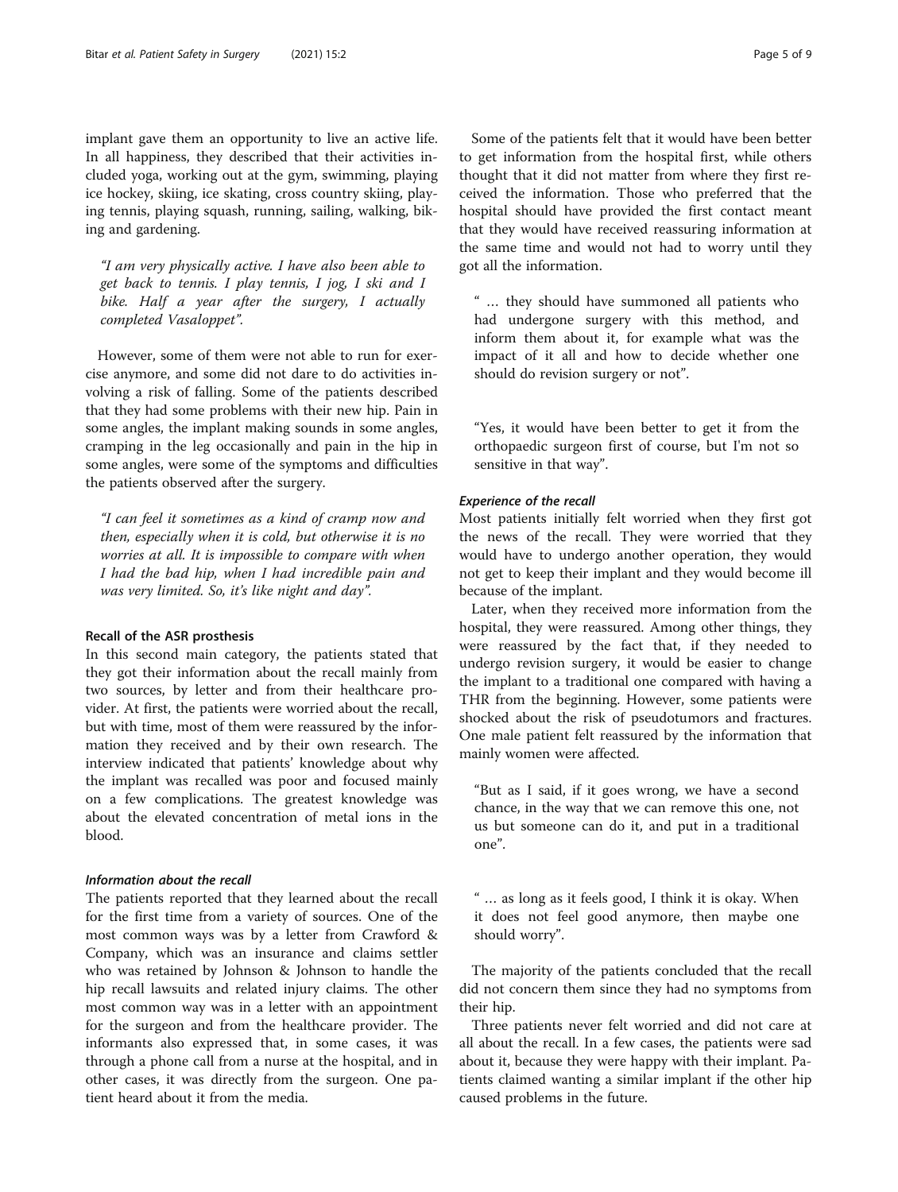implant gave them an opportunity to live an active life. In all happiness, they described that their activities included yoga, working out at the gym, swimming, playing ice hockey, skiing, ice skating, cross country skiing, playing tennis, playing squash, running, sailing, walking, biking and gardening.

> *"I am very physically active. I have also been able to get back to tennis. I play tennis, I jog, I ski and I bike. Half a year after the surgery, I actually completed Vasaloppet".*

However, some of them were not able to run for exercise anymore, and some did not dare to do activities involving a risk of falling. Some of the patients described that they had some problems with their new hip. Pain in some angles, the implant making sounds in some angles, cramping in the leg occasionally and pain in the hip in some angles, were some of the symptoms and difficulties the patients observed after the surgery.

> *"I can feel it sometimes as a kind of cramp now and then, especially when it is cold, but otherwise it is no worries at all. It is impossible to compare with when I had the bad hip, when I had incredible pain and was very limited. So, it's like night and day".*

### Recall of the ASR prosthesis

In this second main category, the patients stated that they got their information about the recall mainly from two sources, by letter and from their healthcare provider. At first, the patients were worried about the recall, but with time, most of them were reassured by the information they received and by their own research. The interview indicated that patients' knowledge about why the implant was recalled was poor and focused mainly on a few complications. The greatest knowledge was about the elevated concentration of metal ions in the blood.

#### *Information about the recall*

The patients reported that they learned about the recall for the first time from a variety of sources. One of the most common ways was by a letter from Crawford & Company, which was an insurance and claims settler who was retained by Johnson & Johnson to handle the hip recall lawsuits and related injury claims. The other most common way was in a letter with an appointment for the surgeon and from the healthcare provider. The informants also expressed that, in some cases, it was through a phone call from a nurse at the hospital, and in other cases, it was directly from the surgeon. One patient heard about it from the media.

Some of the patients felt that it would have been better to get information from the hospital first, while others thought that it did not matter from where they first received the information. Those who preferred that the hospital should have provided the first contact meant that they would have received reassuring information at the same time and would not had to worry until they got all the information.

> " … they should have summoned all patients who had undergone surgery with this method, and inform them about it, for example what was the impact of it all and how to decide whether one should do revision surgery or not".

> "Yes, it would have been better to get it from the orthopaedic surgeon first of course, but I'm not so sensitive in that way".

#### *Experience of the recall*

Most patients initially felt worried when they first got the news of the recall. They were worried that they would have to undergo another operation, they would not get to keep their implant and they would become ill because of the implant.

Later, when they received more information from the hospital, they were reassured. Among other things, they were reassured by the fact that, if they needed to undergo revision surgery, it would be easier to change the implant to a traditional one compared with having a THR from the beginning. However, some patients were shocked about the risk of pseudotumors and fractures. One male patient felt reassured by the information that mainly women were affected.

> "But as I said, if it goes wrong, we have a second chance, in the way that we can remove this one, not us but someone can do it, and put in a traditional one".

> " … as long as it feels good, I think it is okay. When it does not feel good anymore, then maybe one should worry".

The majority of the patients concluded that the recall did not concern them since they had no symptoms from their hip.

Three patients never felt worried and did not care at all about the recall. In a few cases, the patients were sad about it, because they were happy with their implant. Patients claimed wanting a similar implant if the other hip caused problems in the future.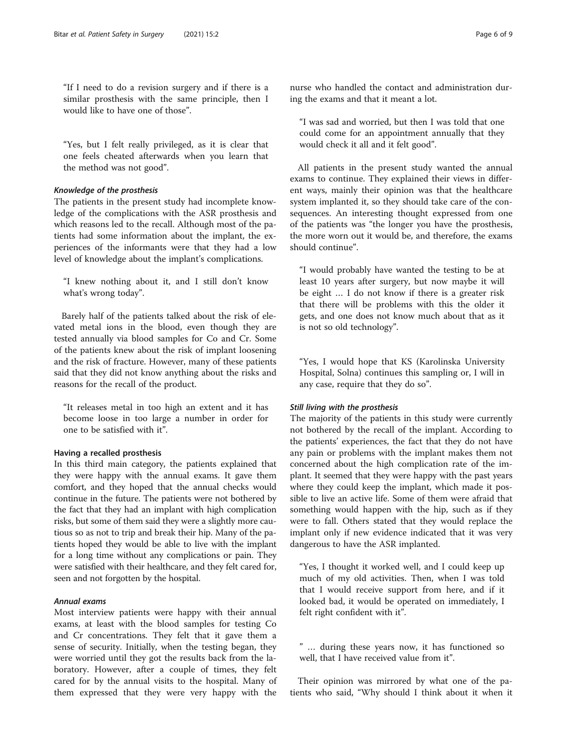"If I need to do a revision surgery and if there is a similar prosthesis with the same principle, then I would like to have one of those".

"Yes, but I felt really privileged, as it is clear that one feels cheated afterwards when you learn that the method was not good".

#### *Knowledge of the prosthesis*

The patients in the present study had incomplete knowledge of the complications with the ASR prosthesis and which reasons led to the recall. Although most of the patients had some information about the implant, the experiences of the informants were that they had a low level of knowledge about the implant's complications.

"I knew nothing about it, and I still don't know what's wrong today".

Barely half of the patients talked about the risk of elevated metal ions in the blood, even though they are tested annually via blood samples for Co and Cr. Some of the patients knew about the risk of implant loosening and the risk of fracture. However, many of these patients said that they did not know anything about the risks and reasons for the recall of the product.

"It releases metal in too high an extent and it has become loose in too large a number in order for one to be satisfied with it".

### Having a recalled prosthesis

In this third main category, the patients explained that they were happy with the annual exams. It gave them comfort, and they hoped that the annual checks would continue in the future. The patients were not bothered by the fact that they had an implant with high complication risks, but some of them said they were a slightly more cautious so as not to trip and break their hip. Many of the patients hoped they would be able to live with the implant for a long time without any complications or pain. They were satisfied with their healthcare, and they felt cared for, seen and not forgotten by the hospital.

#### *Annual exams*

Most interview patients were happy with their annual exams, at least with the blood samples for testing Co and Cr concentrations. They felt that it gave them a sense of security. Initially, when the testing began, they were worried until they got the results back from the laboratory. However, after a couple of times, they felt cared for by the annual visits to the hospital. Many of them expressed that they were very happy with the nurse who handled the contact and administration during the exams and that it meant a lot.

"I was sad and worried, but then I was told that one could come for an appointment annually that they would check it all and it felt good".

All patients in the present study wanted the annual exams to continue. They explained their views in different ways, mainly their opinion was that the healthcare system implanted it, so they should take care of the consequences. An interesting thought expressed from one of the patients was "the longer you have the prosthesis, the more worn out it would be, and therefore, the exams should continue".

"I would probably have wanted the testing to be at least 10 years after surgery, but now maybe it will be eight … I do not know if there is a greater risk that there will be problems with this the older it gets, and one does not know much about that as it is not so old technology".

"Yes, I would hope that KS (Karolinska University Hospital, Solna) continues this sampling or, I will in any case, require that they do so".

#### *Still living with the prosthesis*

The majority of the patients in this study were currently not bothered by the recall of the implant. According to the patients' experiences, the fact that they do not have any pain or problems with the implant makes them not concerned about the high complication rate of the implant. It seemed that they were happy with the past years where they could keep the implant, which made it possible to live an active life. Some of them were afraid that something would happen with the hip, such as if they were to fall. Others stated that they would replace the implant only if new evidence indicated that it was very dangerous to have the ASR implanted.

"Yes, I thought it worked well, and I could keep up much of my old activities. Then, when I was told that I would receive support from here, and if it looked bad, it would be operated on immediately, I felt right confident with it".

" … during these years now, it has functioned so well, that I have received value from it".

Their opinion was mirrored by what one of the patients who said, "Why should I think about it when it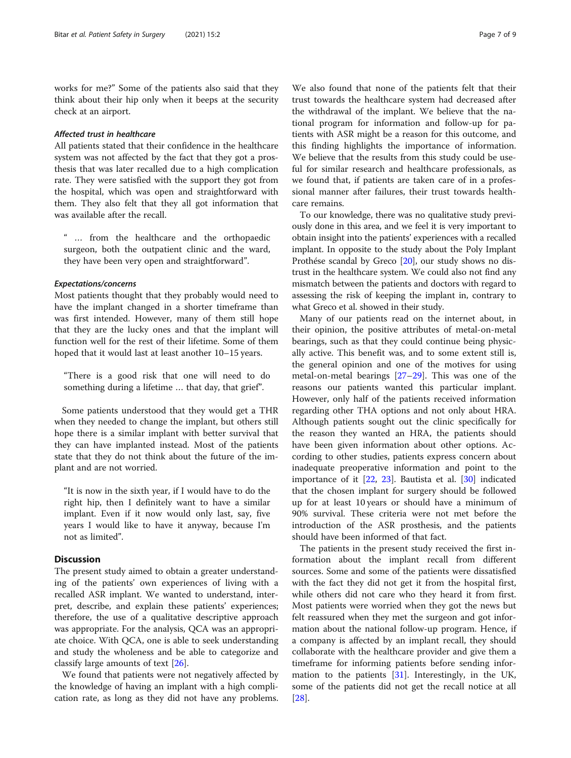works for me?" Some of the patients also said that they think about their hip only when it beeps at the security check at an airport.

#### *Affected trust in healthcare*

All patients stated that their confidence in the healthcare system was not affected by the fact that they got a prosthesis that was later recalled due to a high complication rate. They were satisfied with the support they got from the hospital, which was open and straightforward with them. They also felt that they all got information that was available after the recall.

> " … from the healthcare and the orthopaedic surgeon, both the outpatient clinic and the ward, they have been very open and straightforward".

#### *Expectations/concerns*

Most patients thought that they probably would need to have the implant changed in a shorter timeframe than was first intended. However, many of them still hope that they are the lucky ones and that the implant will function well for the rest of their lifetime. Some of them hoped that it would last at least another 10–15 years.

> "There is a good risk that one will need to do something during a lifetime … that day, that grief".

Some patients understood that they would get a THR when they needed to change the implant, but others still hope there is a similar implant with better survival that they can have implanted instead. Most of the patients state that they do not think about the future of the implant and are not worried.

> "It is now in the sixth year, if I would have to do the right hip, then I definitely want to have a similar implant. Even if it now would only last, say, five years I would like to have it anyway, because I'm not as limited".

## Discussion

The present study aimed to obtain a greater understanding of the patients' own experiences of living with a recalled ASR implant. We wanted to understand, interpret, describe, and explain these patients' experiences; therefore, the use of a qualitative descriptive approach was appropriate. For the analysis, QCA was an appropriate choice. With QCA, one is able to seek understanding and study the wholeness and be able to categorize and classify large amounts of text [26].

We found that patients were not negatively affected by the knowledge of having an implant with a high complication rate, as long as they did not have any problems. We also found that none of the patients felt that their trust towards the healthcare system had decreased after the withdrawal of the implant. We believe that the national program for information and follow-up for patients with ASR might be a reason for this outcome, and this finding highlights the importance of information. We believe that the results from this study could be useful for similar research and healthcare professionals, as we found that, if patients are taken care of in a professional manner after failures, their trust towards healthcare remains.

To our knowledge, there was no qualitative study previously done in this area, and we feel it is very important to obtain insight into the patients' experiences with a recalled implant. In opposite to the study about the Poly Implant Prothése scandal by Greco [20], our study shows no distrust in the healthcare system. We could also not find any mismatch between the patients and doctors with regard to assessing the risk of keeping the implant in, contrary to what Greco et al. showed in their study.

Many of our patients read on the internet about, in their opinion, the positive attributes of metal-on-metal bearings, such as that they could continue being physically active. This benefit was, and to some extent still is, the general opinion and one of the motives for using metal-on-metal bearings [27–29]. This was one of the reasons our patients wanted this particular implant. However, only half of the patients received information regarding other THA options and not only about HRA. Although patients sought out the clinic specifically for the reason they wanted an HRA, the patients should have been given information about other options. According to other studies, patients express concern about inadequate preoperative information and point to the importance of it [22, 23]. Bautista et al. [30] indicated that the chosen implant for surgery should be followed up for at least 10 years or should have a minimum of 90% survival. These criteria were not met before the introduction of the ASR prosthesis, and the patients should have been informed of that fact.

The patients in the present study received the first information about the implant recall from different sources. Some and some of the patients were dissatisfied with the fact they did not get it from the hospital first, while others did not care who they heard it from first. Most patients were worried when they got the news but felt reassured when they met the surgeon and got information about the national follow-up program. Hence, if a company is affected by an implant recall, they should collaborate with the healthcare provider and give them a timeframe for informing patients before sending information to the patients [31]. Interestingly, in the UK, some of the patients did not get the recall notice at all [28].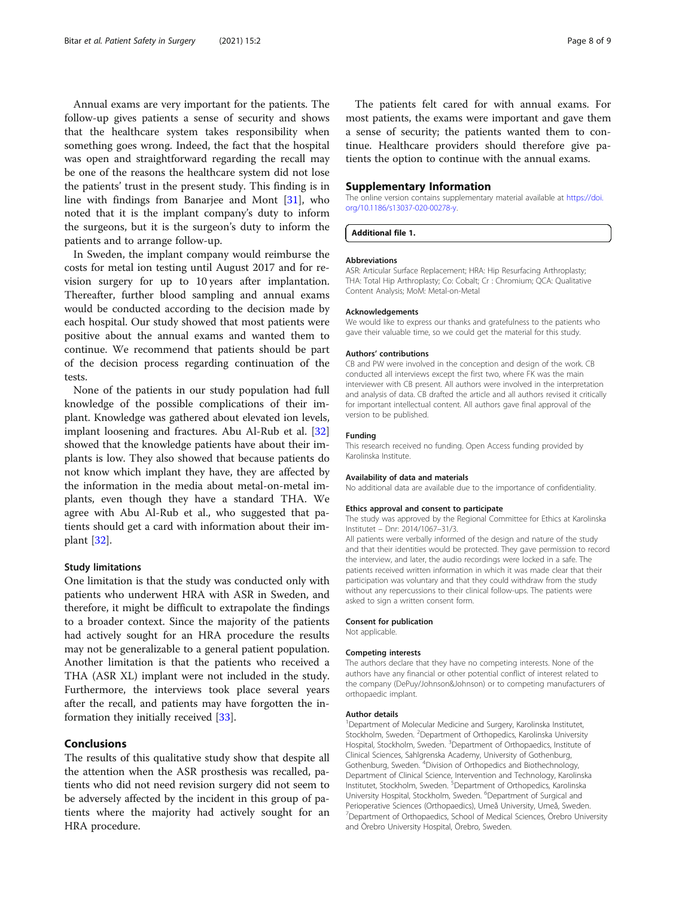Annual exams are very important for the patients. The follow-up gives patients a sense of security and shows that the healthcare system takes responsibility when something goes wrong. Indeed, the fact that the hospital was open and straightforward regarding the recall may be one of the reasons the healthcare system did not lose the patients' trust in the present study. This finding is in line with findings from Banarjee and Mont [31], who noted that it is the implant company's duty to inform the surgeons, but it is the surgeon's duty to inform the patients and to arrange follow-up.

In Sweden, the implant company would reimburse the costs for metal ion testing until August 2017 and for revision surgery for up to 10 years after implantation. Thereafter, further blood sampling and annual exams would be conducted according to the decision made by each hospital. Our study showed that most patients were positive about the annual exams and wanted them to continue. We recommend that patients should be part of the decision process regarding continuation of the tests.

None of the patients in our study population had full knowledge of the possible complications of their implant. Knowledge was gathered about elevated ion levels, implant loosening and fractures. Abu Al-Rub et al. [32] showed that the knowledge patients have about their implants is low. They also showed that because patients do not know which implant they have, they are affected by the information in the media about metal-on-metal implants, even though they have a standard THA. We agree with Abu Al-Rub et al., who suggested that patients should get a card with information about their implant [32].

### Study limitations

One limitation is that the study was conducted only with patients who underwent HRA with ASR in Sweden, and therefore, it might be difficult to extrapolate the findings to a broader context. Since the majority of the patients had actively sought for an HRA procedure the results may not be generalizable to a general patient population. Another limitation is that the patients who received a THA (ASR XL) implant were not included in the study. Furthermore, the interviews took place several years after the recall, and patients may have forgotten the information they initially received [33].

## Conclusions

The results of this qualitative study show that despite all the attention when the ASR prosthesis was recalled, patients who did not need revision surgery did not seem to be adversely affected by the incident in this group of patients where the majority had actively sought for an HRA procedure.

The patients felt cared for with annual exams. For most patients, the exams were important and gave them a sense of security; the patients wanted them to continue. Healthcare providers should therefore give patients the option to continue with the annual exams.

## Supplementary Information

The online version contains supplementary material available at https://doi.org/10.1186/s13037-020-00278-y.

**Additional file 1.**

#### Abbreviations

ASR: Articular Surface Replacement; HRA: Hip Resurfacing Arthroplasty; THA: Total Hip Arthroplasty; Co: Cobalt; Cr : Chromium; QCA: Qualitative Content Analysis; MoM: Metal-on-Metal

#### Acknowledgements

We would like to express our thanks and gratefulness to the patients who gave their valuable time, so we could get the material for this study.

#### Authors' contributions

CB and PW were involved in the conception and design of the work. CB conducted all interviews except the first two, where FK was the main interviewer with CB present. All authors were involved in the interpretation and analysis of data. CB drafted the article and all authors revised it critically for important intellectual content. All authors gave final approval of the version to be published.

#### Funding

This research received no funding. Open Access funding provided by Karolinska Institute.

#### Availability of data and materials

No additional data are available due to the importance of confidentiality.

#### Ethics approval and consent to participate

The study was approved by the Regional Committee for Ethics at Karolinska Institutet – Dnr: 2014/1067–31/3.

All patients were verbally informed of the design and nature of the study and that their identities would be protected. They gave permission to record the interview, and later, the audio recordings were locked in a safe. The patients received written information in which it was made clear that their participation was voluntary and that they could withdraw from the study without any repercussions to their clinical follow-ups. The patients were asked to sign a written consent form.

#### Consent for publication

Not applicable.

#### Competing interests

The authors declare that they have no competing interests. None of the authors have any financial or other potential conflict of interest related to the company (DePuy/Johnson&Johnson) or to competing manufacturers of orthopaedic implant.

#### Author details

[1]Department of Molecular Medicine and Surgery, Karolinska Institutet, Stockholm, Sweden. [2]Department of Orthopedics, Karolinska University Hospital, Stockholm, Sweden. [3]Department of Orthopaedics, Institute of Clinical Sciences, Sahlgrenska Academy, University of Gothenburg, Gothenburg, Sweden. [4]Division of Orthopedics and Biothechnology, Department of Clinical Science, Intervention and Technology, Karolinska Institutet, Stockholm, Sweden. [5]Department of Orthopedics, Karolinska University Hospital, Stockholm, Sweden. [6]Department of Surgical and Perioperative Sciences (Orthopaedics), Umeå University, Umeå, Sweden. [7]Department of Orthopaedics, School of Medical Sciences, Örebro University and Örebro University Hospital, Örebro, Sweden.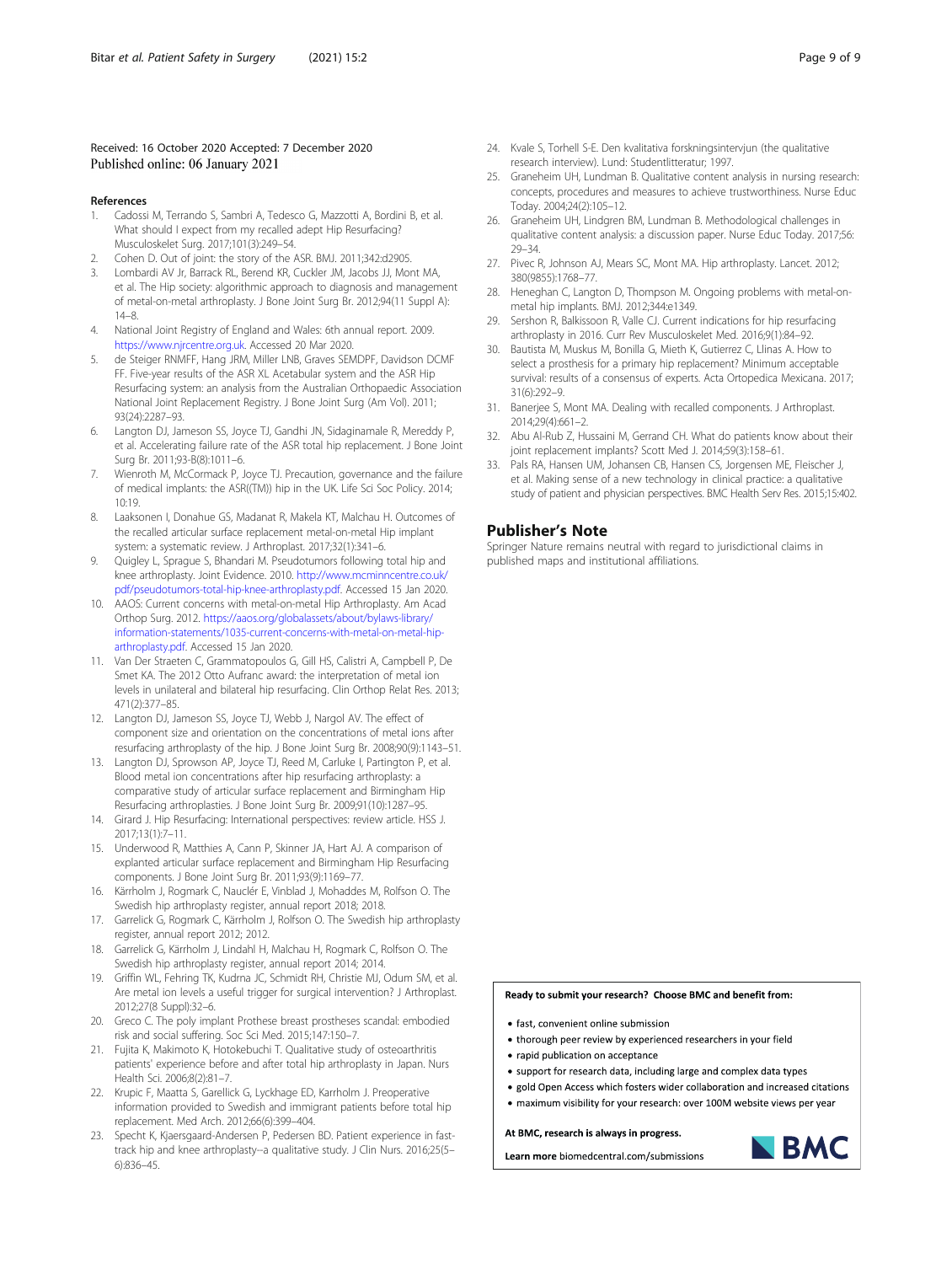Received: 16 October 2020 Accepted: 7 December 2020
Published online: 06 January 2021

## References

1. Cadossi M, Terrando S, Sambri A, Tedesco G, Mazzotti A, Bordini B, et al. What should I expect from my recalled adept Hip Resurfacing? Musculoskelet Surg. 2017;101(3):249–54.
2. Cohen D. Out of joint: the story of the ASR. BMJ. 2011;342:d2905.
3. Lombardi AV Jr, Barrack RL, Berend KR, Cuckler JM, Jacobs JJ, Mont MA, et al. The Hip society: algorithmic approach to diagnosis and management of metal-on-metal arthroplasty. J Bone Joint Surg Br. 2012;94(11 Suppl A): 14–8.
4. National Joint Registry of England and Wales: 6th annual report. 2009. https://www.njrcentre.org.uk. Accessed 20 Mar 2020.
5. de Steiger RNMFF, Hang JRM, Miller LNB, Graves SEMDPF, Davidson DCMF FF. Five-year results of the ASR XL Acetabular system and the ASR Hip Resurfacing system: an analysis from the Australian Orthopaedic Association National Joint Replacement Registry. J Bone Joint Surg (Am Vol). 2011; 93(24):2287–93.
6. Langton DJ, Jameson SS, Joyce TJ, Gandhi JN, Sidaginamale R, Mereddy P, et al. Accelerating failure rate of the ASR total hip replacement. J Bone Joint Surg Br. 2011;93-B(8):1011–6.
7. Wienroth M, McCormack P, Joyce TJ. Precaution, governance and the failure of medical implants: the ASR((TM)) hip in the UK. Life Sci Soc Policy. 2014; 10:19.
8. Laaksonen I, Donahue GS, Madanat R, Makela KT, Malchau H. Outcomes of the recalled articular surface replacement metal-on-metal Hip implant system: a systematic review. J Arthroplast. 2017;32(1):341–6.
9. Quigley L, Sprague S, Bhandari M. Pseudotumors following total hip and knee arthroplasty. Joint Evidence. 2010. http://www.mcminncentre.co.uk/pdf/pseudotumors-total-hip-knee-arthroplasty.pdf. Accessed 15 Jan 2020.
10. AAOS: Current concerns with metal-on-metal Hip Arthroplasty. Am Acad Orthop Surg. 2012. https://aaos.org/globalassets/about/bylaws-library/information-statements/1035-current-concerns-with-metal-on-metal-hip-arthroplasty.pdf. Accessed 15 Jan 2020.
11. Van Der Straeten C, Grammatopoulos G, Gill HS, Calistri A, Campbell P, De Smet KA. The 2012 Otto Aufranc award: the interpretation of metal ion levels in unilateral and bilateral hip resurfacing. Clin Orthop Relat Res. 2013; 471(2):377–85.
12. Langton DJ, Jameson SS, Joyce TJ, Webb J, Nargol AV. The effect of component size and orientation on the concentrations of metal ions after resurfacing arthroplasty of the hip. J Bone Joint Surg Br. 2008;90(9):1143–51.
13. Langton DJ, Sprowson AP, Joyce TJ, Reed M, Carluke I, Partington P, et al. Blood metal ion concentrations after hip resurfacing arthroplasty: a comparative study of articular surface replacement and Birmingham Hip Resurfacing arthroplasties. J Bone Joint Surg Br. 2009;91(10):1287–95.
14. Girard J. Hip Resurfacing: International perspectives: review article. HSS J. 2017;13(1):7–11.
15. Underwood R, Matthies A, Cann P, Skinner JA, Hart AJ. A comparison of explanted articular surface replacement and Birmingham Hip Resurfacing components. J Bone Joint Surg Br. 2011;93(9):1169–77.
16. Kärrholm J, Rogmark C, Nauclér E, Vinblad J, Mohaddes M, Rolfson O. The Swedish hip arthroplasty register, annual report 2018; 2018.
17. Garrelick G, Rogmark C, Kärrholm J, Rolfson O. The Swedish hip arthroplasty register, annual report 2012; 2012.
18. Garrelick G, Kärrholm J, Lindahl H, Malchau H, Rogmark C, Rolfson O. The Swedish hip arthroplasty register, annual report 2014; 2014.
19. Griffin WL, Fehring TK, Kudrna JC, Schmidt RH, Christie MJ, Odum SM, et al. Are metal ion levels a useful trigger for surgical intervention? J Arthroplast. 2012;27(8 Suppl):32–6.
20. Greco C. The poly implant Prothese breast prostheses scandal: embodied risk and social suffering. Soc Sci Med. 2015;147:150–7.
21. Fujita K, Makimoto K, Hotokebuchi T. Qualitative study of osteoarthritis patients' experience before and after total hip arthroplasty in Japan. Nurs Health Sci. 2006;8(2):81–7.
22. Krupic F, Maatta S, Garellick G, Lyckhage ED, Karrholm J. Preoperative information provided to Swedish and immigrant patients before total hip replacement. Med Arch. 2012;66(6):399–404.
23. Specht K, Kjaersgaard-Andersen P, Pedersen BD. Patient experience in fast-track hip and knee arthroplasty--a qualitative study. J Clin Nurs. 2016;25(5–6):836–45.
24. Kvale S, Torhell S-E. Den kvalitativa forskningsintervjun (the qualitative research interview). Lund: Studentlitteratur; 1997.
25. Graneheim UH, Lundman B. Qualitative content analysis in nursing research: concepts, procedures and measures to achieve trustworthiness. Nurse Educ Today. 2004;24(2):105–12.
26. Graneheim UH, Lindgren BM, Lundman B. Methodological challenges in qualitative content analysis: a discussion paper. Nurse Educ Today. 2017;56: 29–34.
27. Pivec R, Johnson AJ, Mears SC, Mont MA. Hip arthroplasty. Lancet. 2012; 380(9855):1768–77.
28. Heneghan C, Langton D, Thompson M. Ongoing problems with metal-on-metal hip implants. BMJ. 2012;344:e1349.
29. Sershon R, Balkissoon R, Valle CJ. Current indications for hip resurfacing arthroplasty in 2016. Curr Rev Musculoskelet Med. 2016;9(1):84–92.
30. Bautista M, Muskus M, Bonilla G, Mieth K, Gutierrez C, Llinas A. How to select a prosthesis for a primary hip replacement? Minimum acceptable survival: results of a consensus of experts. Acta Ortopedica Mexicana. 2017; 31(6):292–9.
31. Banerjee S, Mont MA. Dealing with recalled components. J Arthroplast. 2014;29(4):661–2.
32. Abu Al-Rub Z, Hussaini M, Gerrand CH. What do patients know about their joint replacement implants? Scott Med J. 2014;59(3):158–61.
33. Pals RA, Hansen UM, Johansen CB, Hansen CS, Jorgensen ME, Fleischer J, et al. Making sense of a new technology in clinical practice: a qualitative study of patient and physician perspectives. BMC Health Serv Res. 2015;15:402.

## Publisher's Note

Springer Nature remains neutral with regard to jurisdictional claims in published maps and institutional affiliations.

**Ready to submit your research? Choose BMC and benefit from:**

- fast, convenient online submission
- thorough peer review by experienced researchers in your field
- rapid publication on acceptance
- support for research data, including large and complex data types
- gold Open Access which fosters wider collaboration and increased citations
- maximum visibility for your research: over 100M website views per year

**At BMC, research is always in progress.**

**Learn more** biomedcentral.com/submissions